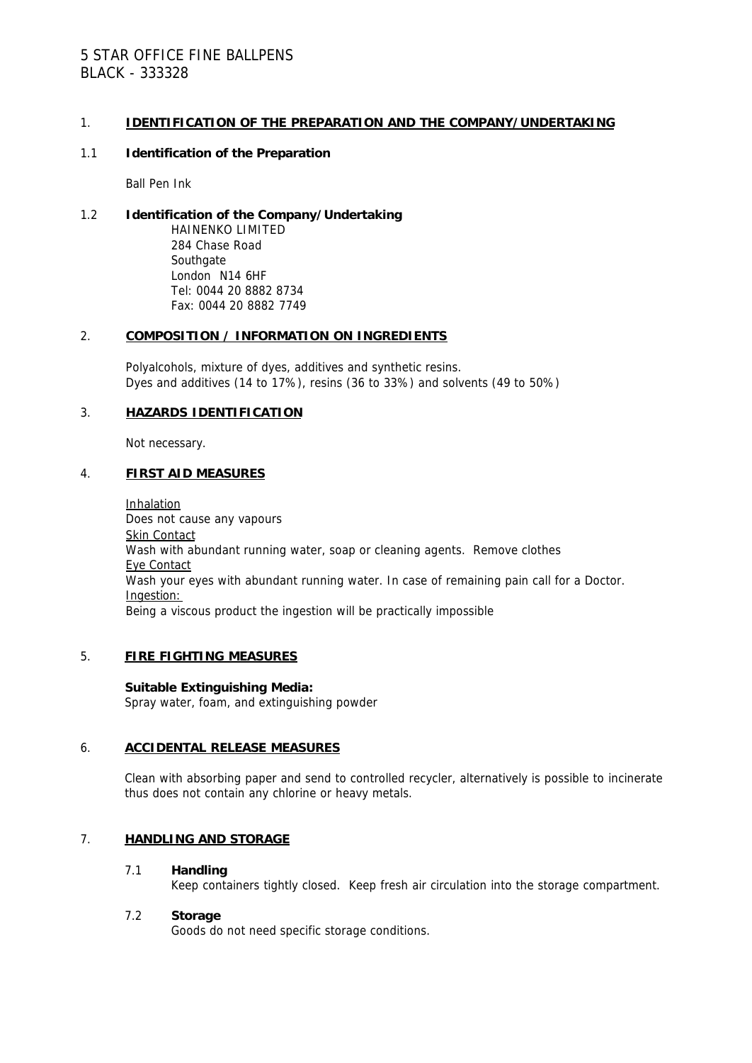# 5 STAR OFFICE FINE BALLPENS
# BLACK - 333328

## 1. IDENTIFICATION OF THE PREPARATION AND THE COMPANY/UNDERTAKING

### 1.1 Identification of the Preparation

Ball Pen Ink

### 1.2 Identification of the Company/Undertaking

HAINENKO LIMITED
284 Chase Road
Southgate
London N14 6HF
Tel: 0044 20 8882 8734
Fax: 0044 20 8882 7749

## 2. COMPOSITION / INFORMATION ON INGREDIENTS

Polyalcohols, mixture of dyes, additives and synthetic resins.
Dyes and additives (14 to 17%), resins (36 to 33%) and solvents (49 to 50%)

## 3. HAZARDS IDENTIFICATION

Not necessary.

## 4. FIRST AID MEASURES

Inhalation
Does not cause any vapours
Skin Contact
Wash with abundant running water, soap or cleaning agents. Remove clothes
Eye Contact
Wash your eyes with abundant running water. In case of remaining pain call for a Doctor.
Ingestion:
Being a viscous product the ingestion will be practically impossible

## 5. FIRE FIGHTING MEASURES

**Suitable Extinguishing Media:**
Spray water, foam, and extinguishing powder

## 6. ACCIDENTAL RELEASE MEASURES

Clean with absorbing paper and send to controlled recycler, alternatively is possible to incinerate thus does not contain any chlorine or heavy metals.

## 7. HANDLING AND STORAGE

### 7.1 Handling

Keep containers tightly closed. Keep fresh air circulation into the storage compartment.

### 7.2 Storage

Goods do not need specific storage conditions.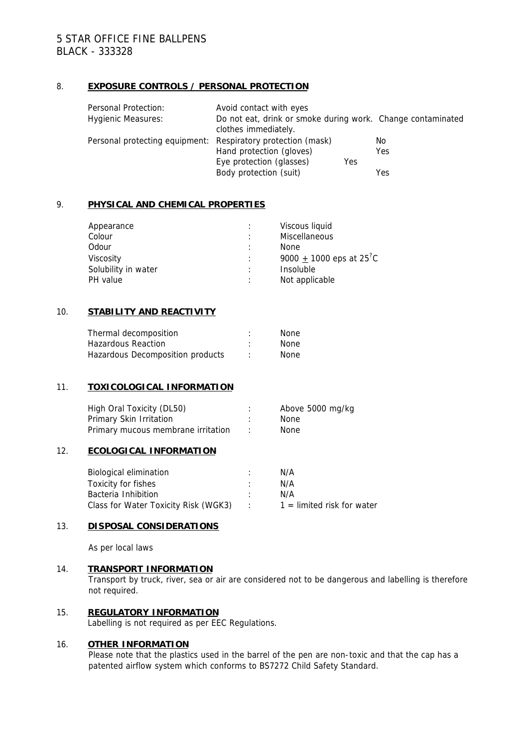5 STAR OFFICE FINE BALLPENS
BLACK - 333328

## 8. EXPOSURE CONTROLS / PERSONAL PROTECTION

| | | |
|---|---|---|
| Personal Protection: | Avoid contact with eyes | |
| Hygienic Measures: | Do not eat, drink or smoke during work. Change contaminated clothes immediately. | |
| Personal protecting equipment: | Respiratory protection (mask) | No |
| | Hand protection (gloves) | Yes |
| | Eye protection (glasses) | Yes |
| | Body protection (suit) | Yes |

## 9. PHYSICAL AND CHEMICAL PROPERTIES

| | | |
|---|---|---|
| Appearance | : | Viscous liquid |
| Colour | : | Miscellaneous |
| Odour | : | None |
| Viscosity | : | 9000 $\pm$ 1000 eps at 25?C |
| Solubility in water | : | Insoluble |
| PH value | : | Not applicable |

## 10. STABILITY AND REACTIVITY

| | | |
|---|---|---|
| Thermal decomposition | : | None |
| Hazardous Reaction | : | None |
| Hazardous Decomposition products | : | None |

## 11. TOXICOLOGICAL INFORMATION

| | | |
|---|---|---|
| High Oral Toxicity (DL50) | : | Above 5000 mg/kg |
| Primary Skin Irritation | : | None |
| Primary mucous membrane irritation | : | None |

## 12. ECOLOGICAL INFORMATION

| | | |
|---|---|---|
| Biological elimination | : | N/A |
| Toxicity for fishes | : | N/A |
| Bacteria Inhibition | : | N/A |
| Class for Water Toxicity Risk (WGK3) | : | 1 = limited risk for water |

## 13. DISPOSAL CONSIDERATIONS

As per local laws

## 14. TRANSPORT INFORMATION

Transport by truck, river, sea or air are considered not to be dangerous and labelling is therefore not required.

## 15. REGULATORY INFORMATION

Labelling is not required as per EEC Regulations.

## 16. OTHER INFORMATION

Please note that the plastics used in the barrel of the pen are non-toxic and that the cap has a patented airflow system which conforms to BS7272 Child Safety Standard.